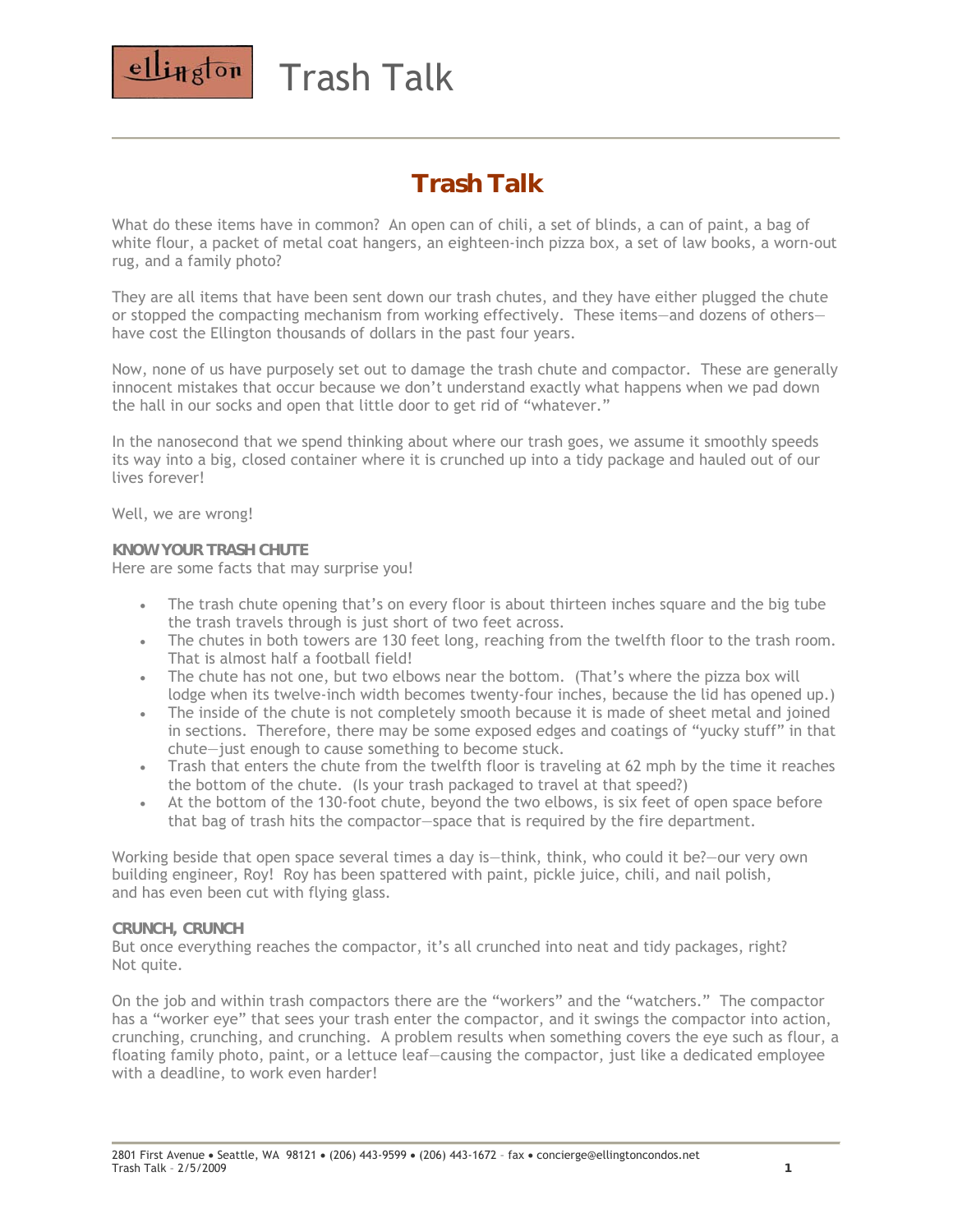# Trash Talk

What do these items have in common? An open can of chili, a set of blinds, a can of paint, a bag of white flour, a packet of metal coat hangers, an eighteen-inch pizza box, a set of law books, a worn-out rug, and a family photo?

They are all items that have been sent down our trash chutes, and they have either plugged the chute or stopped the compacting mechanism from working effectively. These items—and dozens of others—have cost the Ellington thousands of dollars in the past four years.

Now, none of us have purposely set out to damage the trash chute and compactor. These are generally innocent mistakes that occur because we don't understand exactly what happens when we pad down the hall in our socks and open that little door to get rid of "whatever."

In the nanosecond that we spend thinking about where our trash goes, we assume it smoothly speeds its way into a big, closed container where it is crunched up into a tidy package and hauled out of our lives forever!

Well, we are wrong!

**KNOW YOUR TRASH CHUTE**

Here are some facts that may surprise you!

- The trash chute opening that's on every floor is about thirteen inches square and the big tube the trash travels through is just short of two feet across.
- The chutes in both towers are 130 feet long, reaching from the twelfth floor to the trash room. That is almost half a football field!
- The chute has not one, but two elbows near the bottom. (That's where the pizza box will lodge when its twelve-inch width becomes twenty-four inches, because the lid has opened up.)
- The inside of the chute is not completely smooth because it is made of sheet metal and joined in sections. Therefore, there may be some exposed edges and coatings of "yucky stuff" in that chute—just enough to cause something to become stuck.
- Trash that enters the chute from the twelfth floor is traveling at 62 mph by the time it reaches the bottom of the chute. (Is your trash packaged to travel at that speed?)
- At the bottom of the 130-foot chute, beyond the two elbows, is six feet of open space before that bag of trash hits the compactor—space that is required by the fire department.

Working beside that open space several times a day is—think, think, who could it be?—our very own building engineer, Roy! Roy has been spattered with paint, pickle juice, chili, and nail polish, and has even been cut with flying glass.

**CRUNCH, CRUNCH**

But once everything reaches the compactor, it's all crunched into neat and tidy packages, right? Not quite.

On the job and within trash compactors there are the "workers" and the "watchers." The compactor has a "worker eye" that sees your trash enter the compactor, and it swings the compactor into action, crunching, crunching, and crunching. A problem results when something covers the eye such as flour, a floating family photo, paint, or a lettuce leaf—causing the compactor, just like a dedicated employee with a deadline, to work even harder!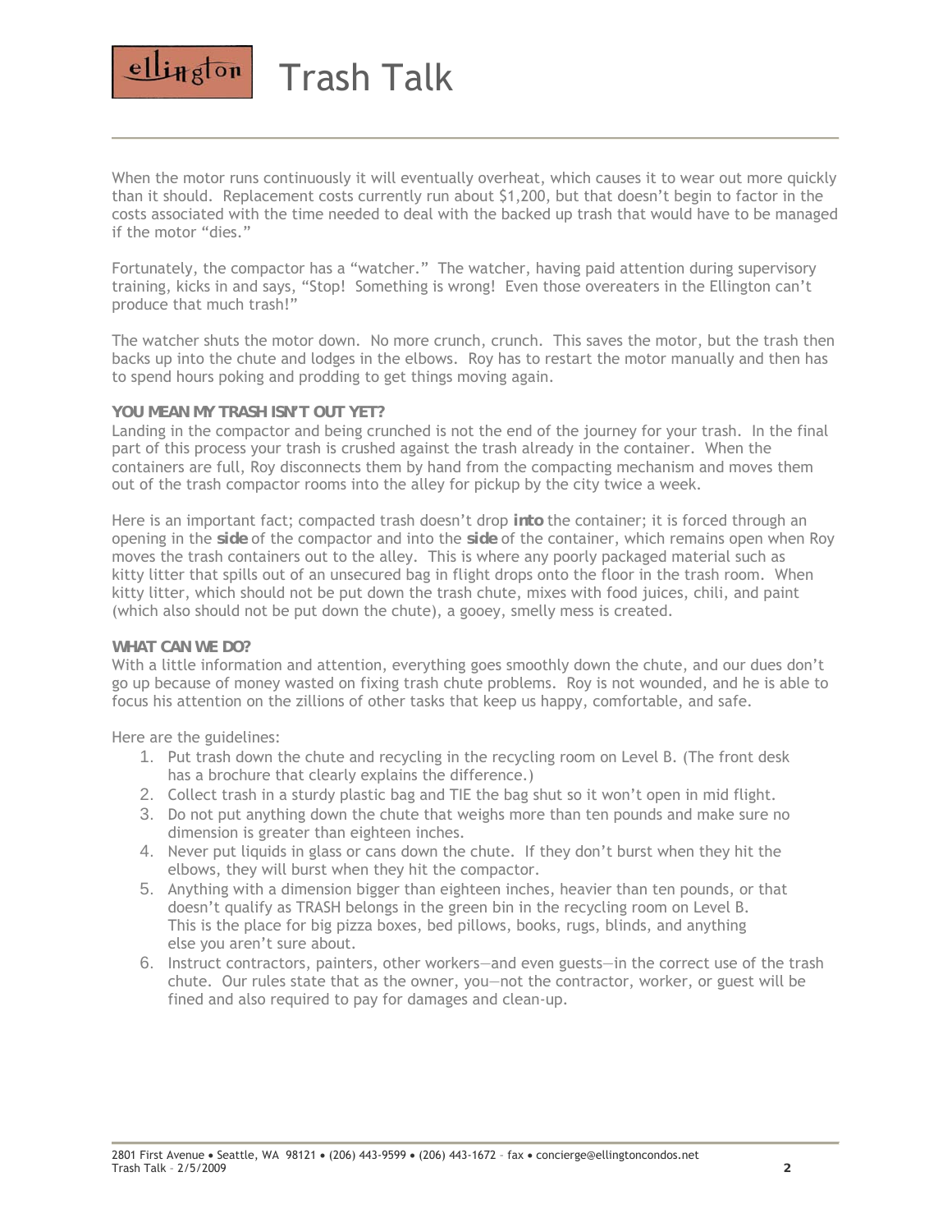When the motor runs continuously it will eventually overheat, which causes it to wear out more quickly than it should. Replacement costs currently run about $1,200, but that doesn't begin to factor in the costs associated with the time needed to deal with the backed up trash that would have to be managed if the motor "dies."

Fortunately, the compactor has a "watcher." The watcher, having paid attention during supervisory training, kicks in and says, "Stop! Something is wrong! Even those overeaters in the Ellington can't produce that much trash!"

The watcher shuts the motor down. No more crunch, crunch. This saves the motor, but the trash then backs up into the chute and lodges in the elbows. Roy has to restart the motor manually and then has to spend hours poking and prodding to get things moving again.

### YOU MEAN MY TRASH ISN'T OUT YET?

Landing in the compactor and being crunched is not the end of the journey for your trash. In the final part of this process your trash is crushed against the trash already in the container. When the containers are full, Roy disconnects them by hand from the compacting mechanism and moves them out of the trash compactor rooms into the alley for pickup by the city twice a week.

Here is an important fact; compacted trash doesn't drop **into** the container; it is forced through an opening in the **side** of the compactor and into the **side** of the container, which remains open when Roy moves the trash containers out to the alley. This is where any poorly packaged material such as kitty litter that spills out of an unsecured bag in flight drops onto the floor in the trash room. When kitty litter, which should not be put down the trash chute, mixes with food juices, chili, and paint (which also should not be put down the chute), a gooey, smelly mess is created.

### WHAT CAN WE DO?

With a little information and attention, everything goes smoothly down the chute, and our dues don't go up because of money wasted on fixing trash chute problems. Roy is not wounded, and he is able to focus his attention on the zillions of other tasks that keep us happy, comfortable, and safe.

Here are the guidelines:

1. Put trash down the chute and recycling in the recycling room on Level B. (The front desk has a brochure that clearly explains the difference.)
2. Collect trash in a sturdy plastic bag and TIE the bag shut so it won't open in mid flight.
3. Do not put anything down the chute that weighs more than ten pounds and make sure no dimension is greater than eighteen inches.
4. Never put liquids in glass or cans down the chute. If they don't burst when they hit the elbows, they will burst when they hit the compactor.
5. Anything with a dimension bigger than eighteen inches, heavier than ten pounds, or that doesn't qualify as TRASH belongs in the green bin in the recycling room on Level B. This is the place for big pizza boxes, bed pillows, books, rugs, blinds, and anything else you aren't sure about.
6. Instruct contractors, painters, other workers—and even guests—in the correct use of the trash chute. Our rules state that as the owner, you—not the contractor, worker, or guest will be fined and also required to pay for damages and clean-up.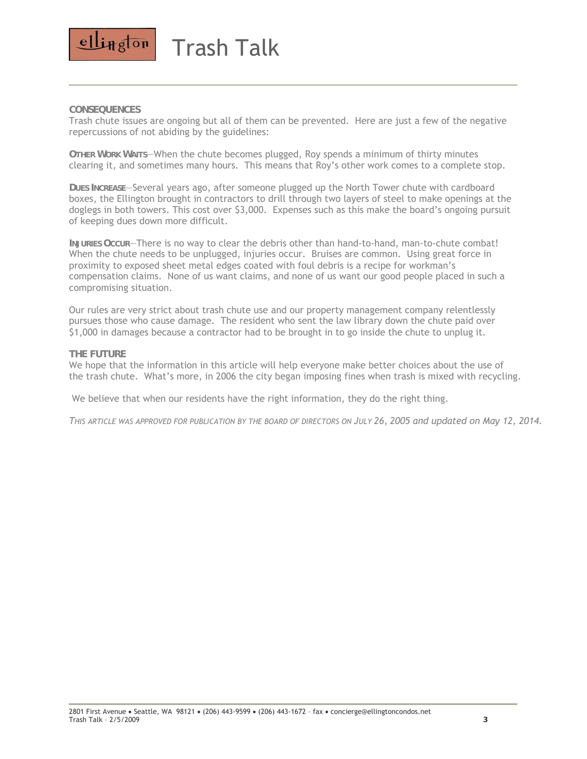**CONSEQUENCES**

Trash chute issues are ongoing but all of them can be prevented. Here are just a few of the negative repercussions of not abiding by the guidelines:

**OTHER WORK WAITS**—When the chute becomes plugged, Roy spends a minimum of thirty minutes clearing it, and sometimes many hours. This means that Roy's other work comes to a complete stop.

**DUES INCREASE**—Several years ago, after someone plugged up the North Tower chute with cardboard boxes, the Ellington brought in contractors to drill through two layers of steel to make openings at the doglegs in both towers. This cost over $3,000. Expenses such as this make the board's ongoing pursuit of keeping dues down more difficult.

**INJURIES OCCUR**—There is no way to clear the debris other than hand-to-hand, man-to-chute combat! When the chute needs to be unplugged, injuries occur. Bruises are common. Using great force in proximity to exposed sheet metal edges coated with foul debris is a recipe for workman's compensation claims. None of us want claims, and none of us want our good people placed in such a compromising situation.

Our rules are very strict about trash chute use and our property management company relentlessly pursues those who cause damage. The resident who sent the law library down the chute paid over $1,000 in damages because a contractor had to be brought in to go inside the chute to unplug it.

**THE FUTURE**

We hope that the information in this article will help everyone make better choices about the use of the trash chute. What's more, in 2006 the city began imposing fines when trash is mixed with recycling.

We believe that when our residents have the right information, they do the right thing.

*THIS ARTICLE WAS APPROVED FOR PUBLICATION BY THE BOARD OF DIRECTORS ON JULY 26, 2005 and updated on May 12, 2014.*